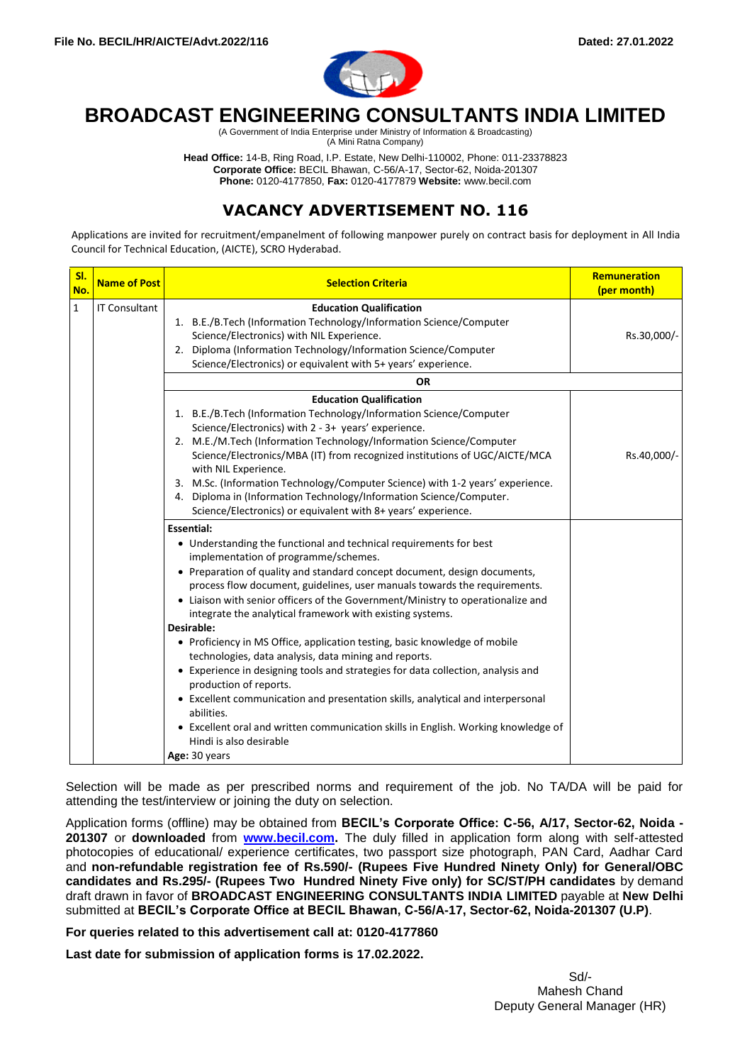**File No. BECIL/HR/AICTE/Advt.2022/116** **Dated: 27.01.2022**

# BROADCAST ENGINEERING CONSULTANTS INDIA LIMITED

(A Government of India Enterprise under Ministry of Information & Broadcasting)
(A Mini Ratna Company)

**Head Office:** 14-B, Ring Road, I.P. Estate, New Delhi-110002, Phone: 011-23378823
**Corporate Office:** BECIL Bhawan, C-56/A-17, Sector-62, Noida-201307
**Phone:** 0120-4177850, **Fax:** 0120-4177879 **Website:** www.becil.com

## VACANCY ADVERTISEMENT NO. 116

Applications are invited for recruitment/empanelment of following manpower purely on contract basis for deployment in All India Council for Technical Education, (AICTE), SCRO Hyderabad.

| Sl. No. | Name of Post | Selection Criteria | Remuneration (per month) |
|---|---|---|---|
| 1 | IT Consultant | **Education Qualification**<br>1. B.E./B.Tech (Information Technology/Information Science/Computer Science/Electronics) with NIL Experience.<br>2. Diploma (Information Technology/Information Science/Computer Science/Electronics) or equivalent with 5+ years' experience. | Rs.30,000/- |
| | | **OR** | |
| | | **Education Qualification**<br>1. B.E./B.Tech (Information Technology/Information Science/Computer Science/Electronics) with 2 - 3+ years' experience.<br>2. M.E./M.Tech (Information Technology/Information Science/Computer Science/Electronics/MBA (IT) from recognized institutions of UGC/AICTE/MCA with NIL Experience.<br>3. M.Sc. (Information Technology/Computer Science) with 1-2 years' experience.<br>4. Diploma in (Information Technology/Information Science/Computer. Science/Electronics) or equivalent with 8+ years' experience. | Rs.40,000/- |
| | | **Essential:**<br>• Understanding the functional and technical requirements for best implementation of programme/schemes.<br>• Preparation of quality and standard concept document, design documents, process flow document, guidelines, user manuals towards the requirements.<br>• Liaison with senior officers of the Government/Ministry to operationalize and integrate the analytical framework with existing systems.<br>**Desirable:**<br>• Proficiency in MS Office, application testing, basic knowledge of mobile technologies, data analysis, data mining and reports.<br>• Experience in designing tools and strategies for data collection, analysis and production of reports.<br>• Excellent communication and presentation skills, analytical and interpersonal abilities.<br>• Excellent oral and written communication skills in English. Working knowledge of Hindi is also desirable<br>**Age:** 30 years | |

Selection will be made as per prescribed norms and requirement of the job. No TA/DA will be paid for attending the test/interview or joining the duty on selection.

Application forms (offline) may be obtained from **BECIL's Corporate Office: C-56, A/17, Sector-62, Noida - 201307** or **downloaded** from **www.becil.com.** The duly filled in application form along with self-attested photocopies of educational/ experience certificates, two passport size photograph, PAN Card, Aadhar Card and **non-refundable registration fee of Rs.590/- (Rupees Five Hundred Ninety Only) for General/OBC candidates and Rs.295/- (Rupees Two Hundred Ninety Five only) for SC/ST/PH candidates** by demand draft drawn in favor of **BROADCAST ENGINEERING CONSULTANTS INDIA LIMITED** payable at **New Delhi** submitted at **BECIL's Corporate Office at BECIL Bhawan, C-56/A-17, Sector-62, Noida-201307 (U.P)**.

**For queries related to this advertisement call at: 0120-4177860**

**Last date for submission of application forms is 17.02.2022.**

Sd/-
Mahesh Chand
Deputy General Manager (HR)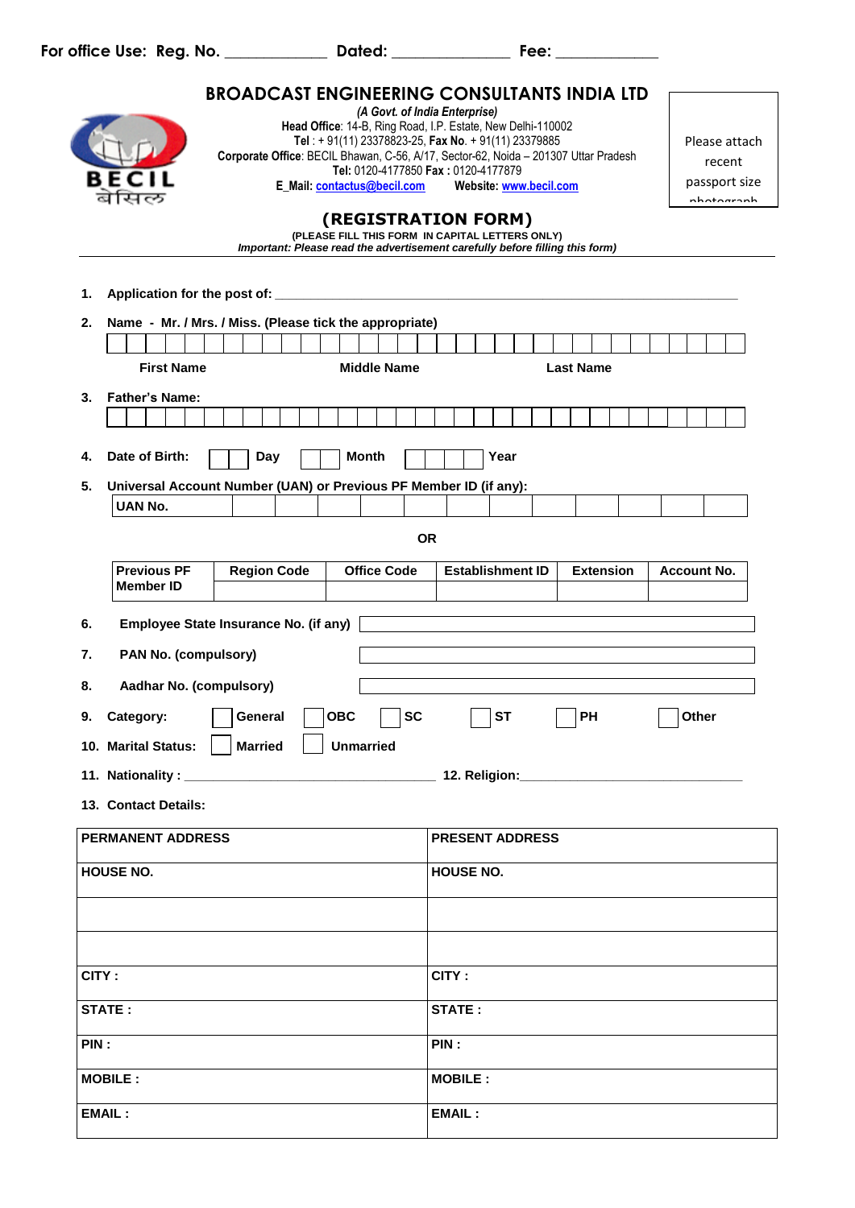For office Use: Reg. No. ____________ Dated: ______________ Fee: ____________

# BROADCAST ENGINEERING CONSULTANTS INDIA LTD

*(A Govt. of India Enterprise)*

**Head Office**: 14-B, Ring Road, I.P. Estate, New Delhi-110002

**Tel** : + 91(11) 23378823-25, **Fax No**. + 91(11) 23379885

**Corporate Office**: BECIL Bhawan, C-56, A/17, Sector-62, Noida – 201307 Uttar Pradesh

**Tel:** 0120-4177850 **Fax :** 0120-4177879

**E_Mail:** contactus@becil.com **Website:** www.becil.com

BECIL बेसिल

Please attach recent passport size photograph

## (REGISTRATION FORM)

(PLEASE FILL THIS FORM IN CAPITAL LETTERS ONLY)

***Important: Please read the advertisement carefully before filling this form)***

1. **Application for the post of:** ________________________________________

2. **Name - Mr. / Mrs. / Miss. (Please tick the appropriate)**

| | | | | | | | | | | | | | | | | | | | | | | | | | | | | | | | | |
|---|---|---|---|---|---|---|---|---|---|---|---|---|---|---|---|---|---|---|---|---|---|---|---|---|---|---|---|---|---|---|---|---|

**First Name** **Middle Name** **Last Name**

3. **Father's Name:**

| | | | | | | | | | | | | | | | | | | | | | | | | | | | | | | | | |
|---|---|---|---|---|---|---|---|---|---|---|---|---|---|---|---|---|---|---|---|---|---|---|---|---|---|---|---|---|---|---|---|---|

4. **Date of Birth:** [ | ] **Day** [ | ] **Month** [ | | | ] **Year**

5. **Universal Account Number (UAN) or Previous PF Member ID (if any):**

| UAN No. | | | | | | | | | | | | |
|---|---|---|---|---|---|---|---|---|---|---|---|---|

**OR**

| Previous PF Member ID | Region Code | Office Code | Establishment ID | Extension | Account No. |
|---|---|---|---|---|---|
| | | | | | |

6. **Employee State Insurance No. (if any)** ______________________

7. **PAN No. (compulsory)** ______________________

8. **Aadhar No. (compulsory)** ______________________

9. **Category:** ☐ **General** ☐ **OBC** ☐ **SC** ☐ **ST** ☐ **PH** ☐ **Other**

10. **Marital Status:** ☐ **Married** ☐ **Unmarried**

11. **Nationality :** ______________________ 12. **Religion:**______________________

13. **Contact Details:**

| PERMANENT ADDRESS | PRESENT ADDRESS |
|---|---|
| HOUSE NO. | HOUSE NO. |
| | |
| | |
| CITY : | CITY : |
| STATE : | STATE : |
| PIN : | PIN : |
| MOBILE : | MOBILE : |
| EMAIL : | EMAIL : |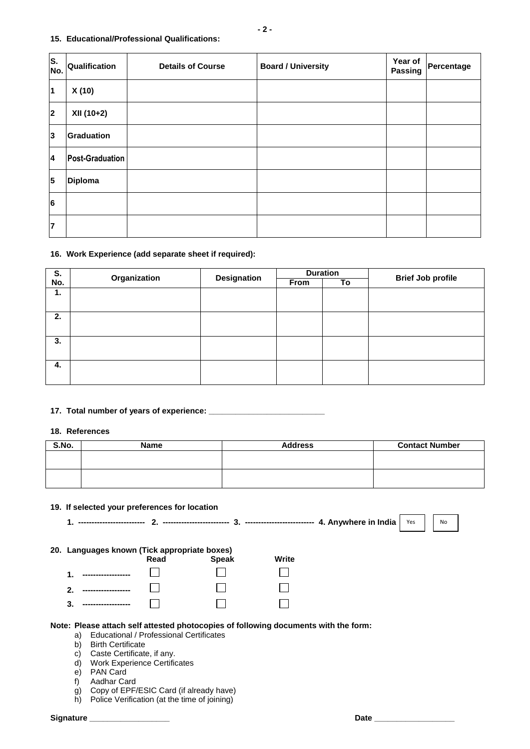**15. Educational/Professional Qualifications:**

| S. No. | Qualification | Details of Course | Board / University | Year of Passing | Percentage |
|---|---|---|---|---|---|
| 1 | X (10) | | | | |
| 2 | XII (10+2) | | | | |
| 3 | Graduation | | | | |
| 4 | Post-Graduation | | | | |
| 5 | Diploma | | | | |
| 6 | | | | | |
| 7 | | | | | |

**16. Work Experience (add separate sheet if required):**

| S. No. | Organization | Designation | Duration | | Brief Job profile |
|---|---|---|---|---|---|
| | | | From | To | |
| 1. | | | | | |
| 2. | | | | | |
| 3. | | | | | |
| 4. | | | | | |

**17. Total number of years of experience: ___________________________**

**18. References**

| S.No. | Name | Address | Contact Number |
|---|---|---|---|
| | | | |
| | | | |

**19. If selected your preferences for location**

**1. ------------------------- 2. ------------------------- 3. -------------------------- 4. Anywhere in India** ☐ Yes ☐ No

**20. Languages known (Tick appropriate boxes)**

| | Read | Speak | Write |
|---|---|---|---|
| **1. ------------------** | ☐ | ☐ | ☐ |
| **2. ------------------** | ☐ | ☐ | ☐ |
| **3. ------------------** | ☐ | ☐ | ☐ |

**Note: Please attach self attested photocopies of following documents with the form:**

a) Educational / Professional Certificates
b) Birth Certificate
c) Caste Certificate, if any.
d) Work Experience Certificates
e) PAN Card
f) Aadhar Card
g) Copy of EPF/ESIC Card (if already have)
h) Police Verification (at the time of joining)

**Signature __________________** **Date __________________**